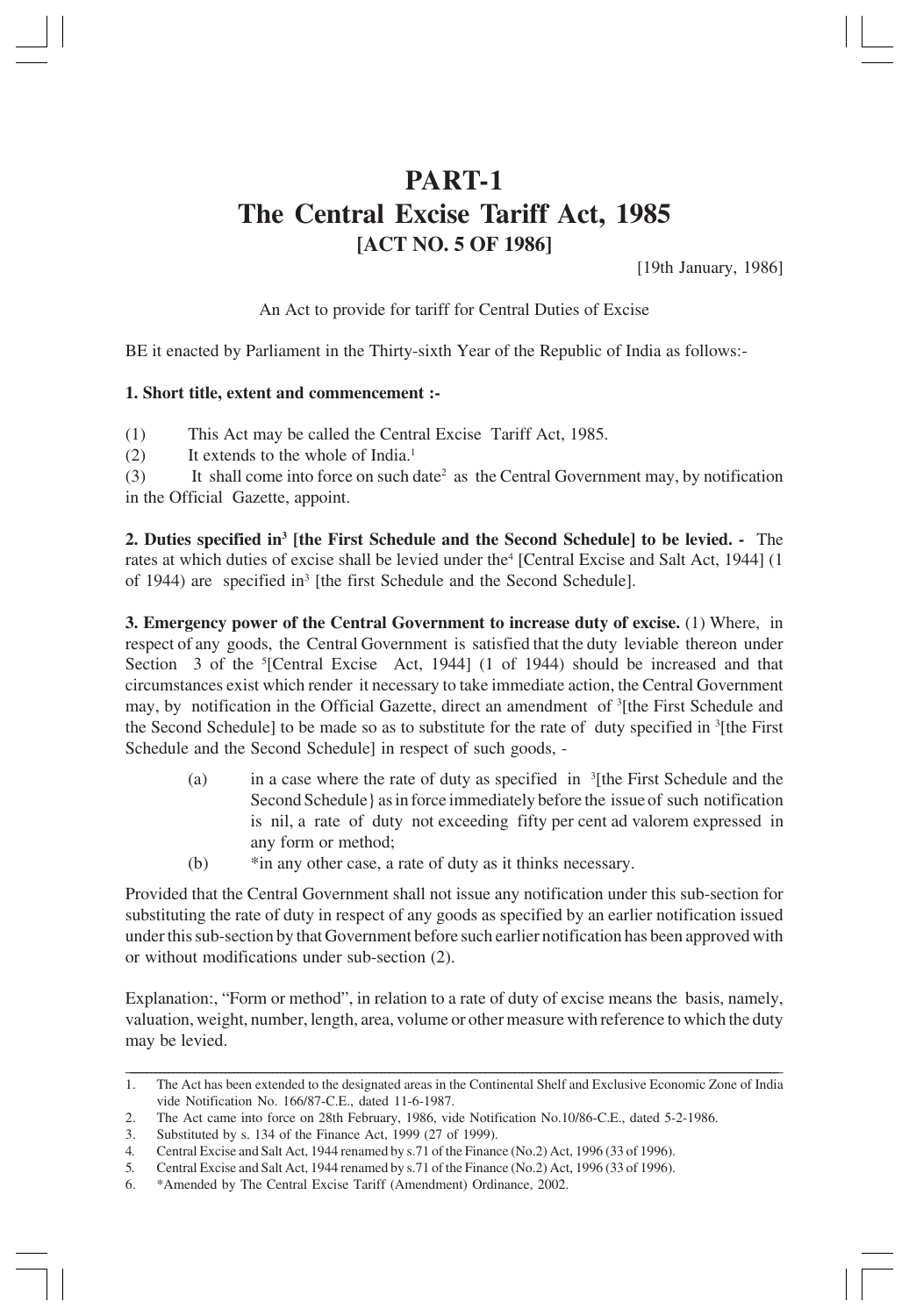# PART-1
# The Central Excise Tariff Act, 1985
## [ACT NO. 5 OF 1986]

[19th January, 1986]

An Act to provide for tariff for Central Duties of Excise

BE it enacted by Parliament in the Thirty-sixth Year of the Republic of India as follows:-

**1. Short title, extent and commencement :-**

(1) This Act may be called the Central Excise Tariff Act, 1985.

(2) It extends to the whole of India.[1]

(3) It shall come into force on such date[2] as the Central Government may, by notification in the Official Gazette, appoint.

**2. Duties specified in[3] [the First Schedule and the Second Schedule] to be levied. -** The rates at which duties of excise shall be levied under the[4] [Central Excise and Salt Act, 1944] (1 of 1944) are specified in[3] [the first Schedule and the Second Schedule].

**3. Emergency power of the Central Government to increase duty of excise.** (1) Where, in respect of any goods, the Central Government is satisfied that the duty leviable thereon under Section 3 of the [5][Central Excise Act, 1944] (1 of 1944) should be increased and that circumstances exist which render it necessary to take immediate action, the Central Government may, by notification in the Official Gazette, direct an amendment of [3][the First Schedule and the Second Schedule] to be made so as to substitute for the rate of duty specified in [3][the First Schedule and the Second Schedule] in respect of such goods, -

> (a) in a case where the rate of duty as specified in [3][the First Schedule and the Second Schedule} as in force immediately before the issue of such notification is nil, a rate of duty not exceeding fifty per cent ad valorem expressed in any form or method;
>
> (b) *in any other case, a rate of duty as it thinks necessary.

Provided that the Central Government shall not issue any notification under this sub-section for substituting the rate of duty in respect of any goods as specified by an earlier notification issued under this sub-section by that Government before such earlier notification has been approved with or without modifications under sub-section (2).

Explanation:, "Form or method", in relation to a rate of duty of excise means the basis, namely, valuation, weight, number, length, area, volume or other measure with reference to which the duty may be levied.

---

1. The Act has been extended to the designated areas in the Continental Shelf and Exclusive Economic Zone of India vide Notification No. 166/87-C.E., dated 11-6-1987.
2. The Act came into force on 28th February, 1986, vide Notification No.10/86-C.E., dated 5-2-1986.
3. Substituted by s. 134 of the Finance Act, 1999 (27 of 1999).
4. Central Excise and Salt Act, 1944 renamed by s.71 of the Finance (No.2) Act, 1996 (33 of 1996).
5. Central Excise and Salt Act, 1944 renamed by s.71 of the Finance (No.2) Act, 1996 (33 of 1996).
6. *Amended by The Central Excise Tariff (Amendment) Ordinance, 2002.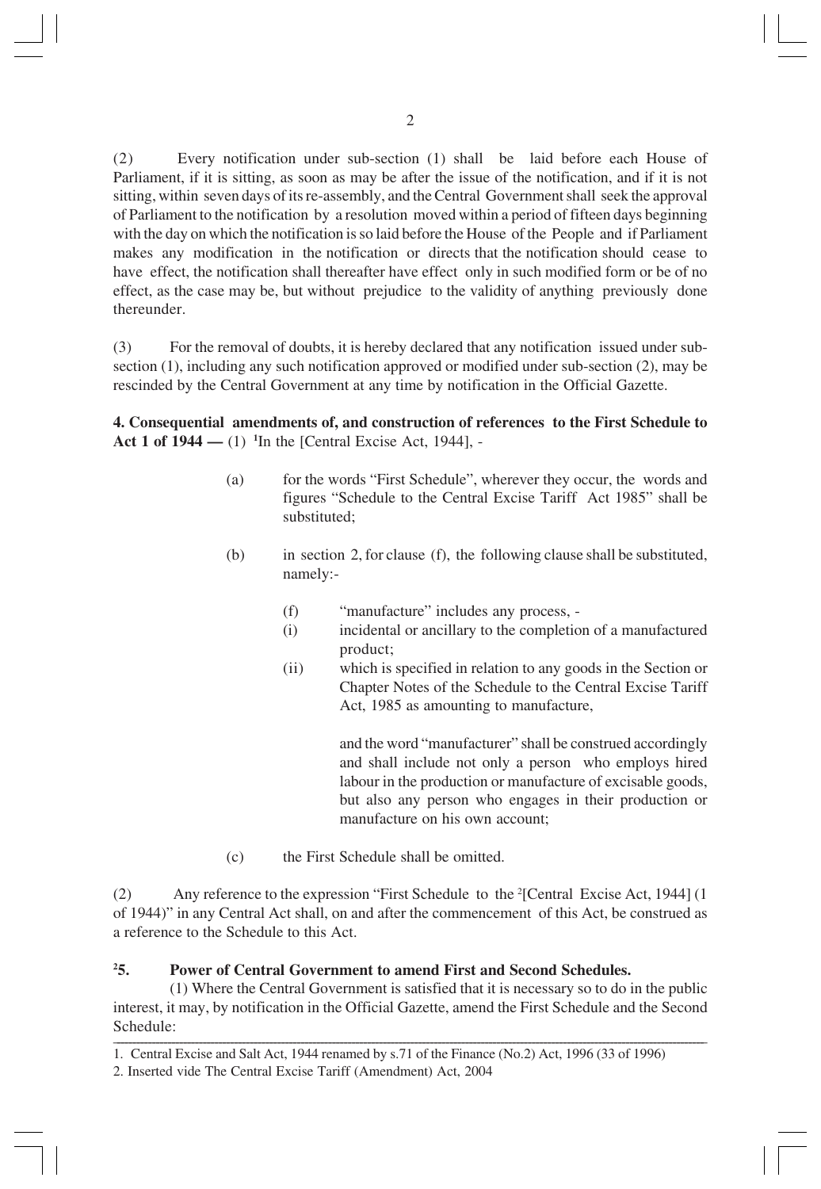(2) Every notification under sub-section (1) shall be laid before each House of Parliament, if it is sitting, as soon as may be after the issue of the notification, and if it is not sitting, within seven days of its re-assembly, and the Central Government shall seek the approval of Parliament to the notification by a resolution moved within a period of fifteen days beginning with the day on which the notification is so laid before the House of the People and if Parliament makes any modification in the notification or directs that the notification should cease to have effect, the notification shall thereafter have effect only in such modified form or be of no effect, as the case may be, but without prejudice to the validity of anything previously done thereunder.

(3) For the removal of doubts, it is hereby declared that any notification issued under sub-section (1), including any such notification approved or modified under sub-section (2), may be rescinded by the Central Government at any time by notification in the Official Gazette.

**4. Consequential amendments of, and construction of references to the First Schedule to Act 1 of 1944 —** (1) [1]In the [Central Excise Act, 1944], -

(a) for the words "First Schedule", wherever they occur, the words and figures "Schedule to the Central Excise Tariff Act 1985" shall be substituted;

(b) in section 2, for clause (f), the following clause shall be substituted, namely:-

(f) "manufacture" includes any process, -

(i) incidental or ancillary to the completion of a manufactured product;

(ii) which is specified in relation to any goods in the Section or Chapter Notes of the Schedule to the Central Excise Tariff Act, 1985 as amounting to manufacture,

and the word "manufacturer" shall be construed accordingly and shall include not only a person who employs hired labour in the production or manufacture of excisable goods, but also any person who engages in their production or manufacture on his own account;

(c) the First Schedule shall be omitted.

(2) Any reference to the expression "First Schedule to the [2][Central Excise Act, 1944] (1 of 1944)" in any Central Act shall, on and after the commencement of this Act, be construed as a reference to the Schedule to this Act.

**[2]5. Power of Central Government to amend First and Second Schedules.**

(1) Where the Central Government is satisfied that it is necessary so to do in the public interest, it may, by notification in the Official Gazette, amend the First Schedule and the Second Schedule:

---

1. Central Excise and Salt Act, 1944 renamed by s.71 of the Finance (No.2) Act, 1996 (33 of 1996)
2. Inserted vide The Central Excise Tariff (Amendment) Act, 2004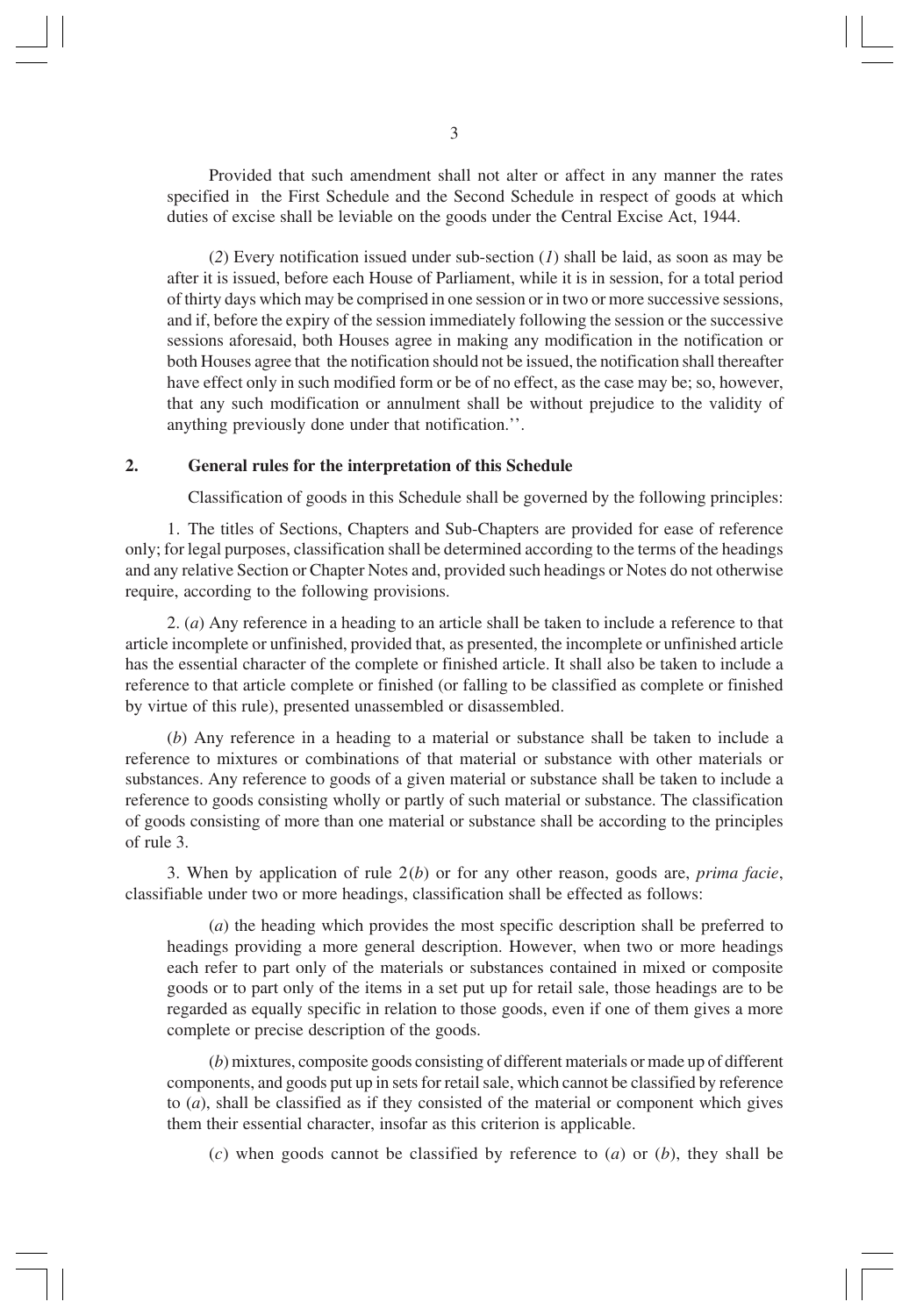Provided that such amendment shall not alter or affect in any manner the rates specified in the First Schedule and the Second Schedule in respect of goods at which duties of excise shall be leviable on the goods under the Central Excise Act, 1944.

(*2*) Every notification issued under sub-section (*1*) shall be laid, as soon as may be after it is issued, before each House of Parliament, while it is in session, for a total period of thirty days which may be comprised in one session or in two or more successive sessions, and if, before the expiry of the session immediately following the session or the successive sessions aforesaid, both Houses agree in making any modification in the notification or both Houses agree that the notification should not be issued, the notification shall thereafter have effect only in such modified form or be of no effect, as the case may be; so, however, that any such modification or annulment shall be without prejudice to the validity of anything previously done under that notification.''.

**2. General rules for the interpretation of this Schedule**

Classification of goods in this Schedule shall be governed by the following principles:

1. The titles of Sections, Chapters and Sub-Chapters are provided for ease of reference only; for legal purposes, classification shall be determined according to the terms of the headings and any relative Section or Chapter Notes and, provided such headings or Notes do not otherwise require, according to the following provisions.

2. (*a*) Any reference in a heading to an article shall be taken to include a reference to that article incomplete or unfinished, provided that, as presented, the incomplete or unfinished article has the essential character of the complete or finished article. It shall also be taken to include a reference to that article complete or finished (or falling to be classified as complete or finished by virtue of this rule), presented unassembled or disassembled.

(*b*) Any reference in a heading to a material or substance shall be taken to include a reference to mixtures or combinations of that material or substance with other materials or substances. Any reference to goods of a given material or substance shall be taken to include a reference to goods consisting wholly or partly of such material or substance. The classification of goods consisting of more than one material or substance shall be according to the principles of rule 3.

3. When by application of rule 2(*b*) or for any other reason, goods are, *prima facie*, classifiable under two or more headings, classification shall be effected as follows:

(*a*) the heading which provides the most specific description shall be preferred to headings providing a more general description. However, when two or more headings each refer to part only of the materials or substances contained in mixed or composite goods or to part only of the items in a set put up for retail sale, those headings are to be regarded as equally specific in relation to those goods, even if one of them gives a more complete or precise description of the goods.

(*b*) mixtures, composite goods consisting of different materials or made up of different components, and goods put up in sets for retail sale, which cannot be classified by reference to (*a*), shall be classified as if they consisted of the material or component which gives them their essential character, insofar as this criterion is applicable.

(*c*) when goods cannot be classified by reference to (*a*) or (*b*), they shall be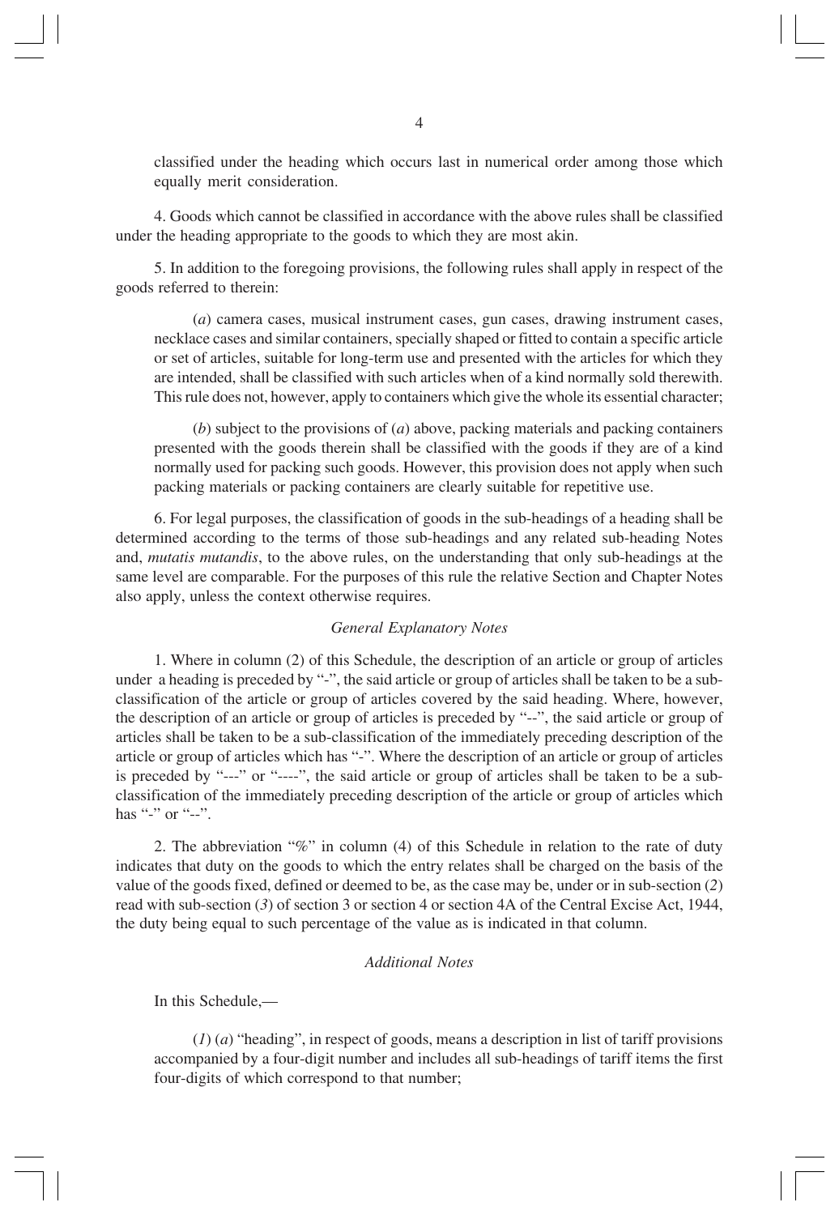classified under the heading which occurs last in numerical order among those which equally merit consideration.

4. Goods which cannot be classified in accordance with the above rules shall be classified under the heading appropriate to the goods to which they are most akin.

5. In addition to the foregoing provisions, the following rules shall apply in respect of the goods referred to therein:

(*a*) camera cases, musical instrument cases, gun cases, drawing instrument cases, necklace cases and similar containers, specially shaped or fitted to contain a specific article or set of articles, suitable for long-term use and presented with the articles for which they are intended, shall be classified with such articles when of a kind normally sold therewith. This rule does not, however, apply to containers which give the whole its essential character;

(*b*) subject to the provisions of (*a*) above, packing materials and packing containers presented with the goods therein shall be classified with the goods if they are of a kind normally used for packing such goods. However, this provision does not apply when such packing materials or packing containers are clearly suitable for repetitive use.

6. For legal purposes, the classification of goods in the sub-headings of a heading shall be determined according to the terms of those sub-headings and any related sub-heading Notes and, *mutatis mutandis*, to the above rules, on the understanding that only sub-headings at the same level are comparable. For the purposes of this rule the relative Section and Chapter Notes also apply, unless the context otherwise requires.

*General Explanatory Notes*

1. Where in column (2) of this Schedule, the description of an article or group of articles under a heading is preceded by "-", the said article or group of articles shall be taken to be a sub-classification of the article or group of articles covered by the said heading. Where, however, the description of an article or group of articles is preceded by "--", the said article or group of articles shall be taken to be a sub-classification of the immediately preceding description of the article or group of articles which has "-". Where the description of an article or group of articles is preceded by "---" or "----", the said article or group of articles shall be taken to be a sub-classification of the immediately preceding description of the article or group of articles which has "-" or "--".

2. The abbreviation "%" in column (4) of this Schedule in relation to the rate of duty indicates that duty on the goods to which the entry relates shall be charged on the basis of the value of the goods fixed, defined or deemed to be, as the case may be, under or in sub-section (*2*) read with sub-section (*3*) of section 3 or section 4 or section 4A of the Central Excise Act, 1944, the duty being equal to such percentage of the value as is indicated in that column.

*Additional Notes*

In this Schedule,—

(*1*) (*a*) "heading", in respect of goods, means a description in list of tariff provisions accompanied by a four-digit number and includes all sub-headings of tariff items the first four-digits of which correspond to that number;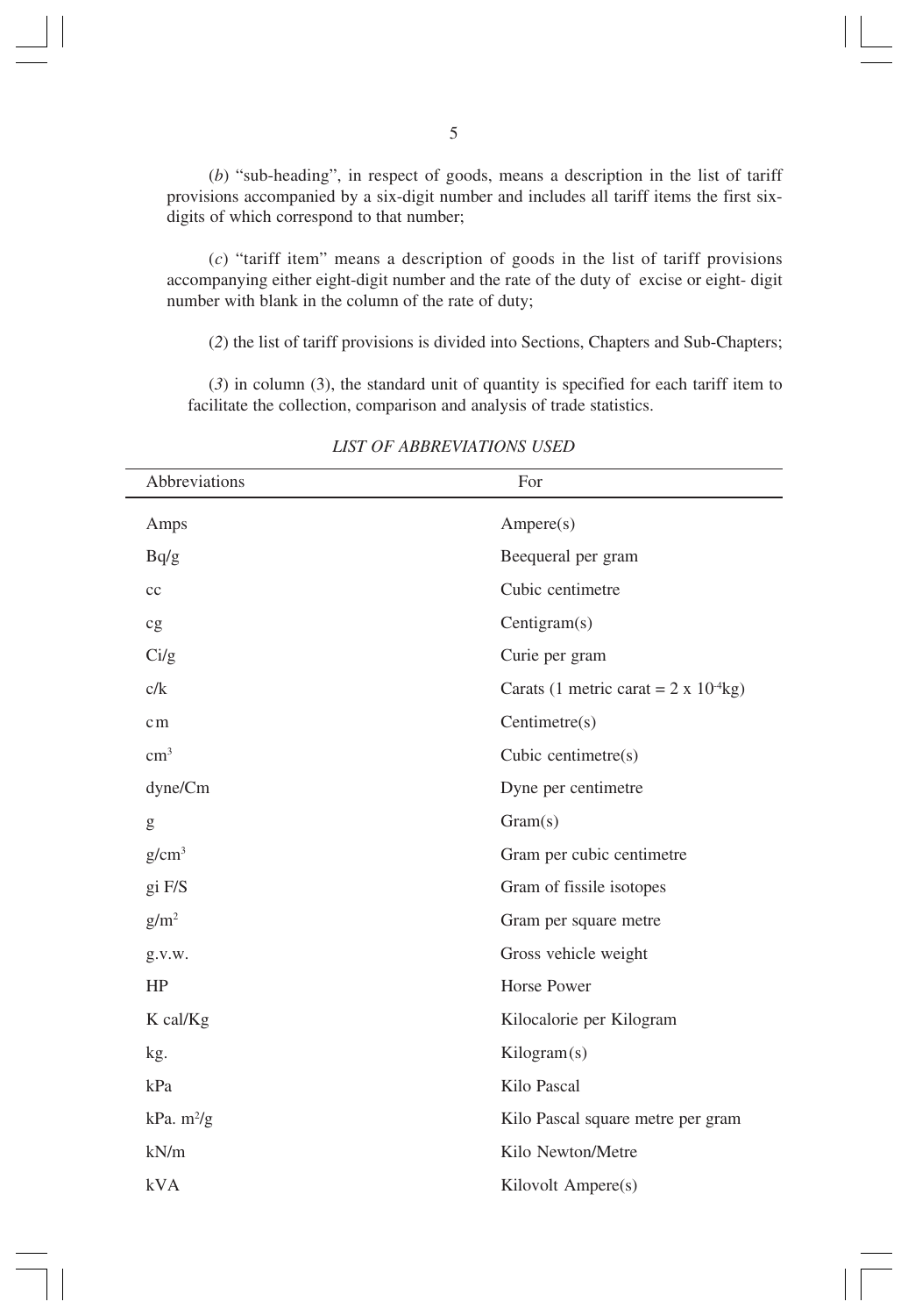(*b*) "sub-heading", in respect of goods, means a description in the list of tariff provisions accompanied by a six-digit number and includes all tariff items the first six-digits of which correspond to that number;

(*c*) "tariff item" means a description of goods in the list of tariff provisions accompanying either eight-digit number and the rate of the duty of excise or eight- digit number with blank in the column of the rate of duty;

(*2*) the list of tariff provisions is divided into Sections, Chapters and Sub-Chapters;

(*3*) in column (3), the standard unit of quantity is specified for each tariff item to facilitate the collection, comparison and analysis of trade statistics.

*LIST OF ABBREVIATIONS USED*

| Abbreviations | For |
|---|---|
| Amps | Ampere(s) |
| Bq/g | Beequeral per gram |
| cc | Cubic centimetre |
| cg | Centigram(s) |
| Ci/g | Curie per gram |
| c/k | Carats (1 metric carat = $2 \times 10^{-4}$kg) |
| cm | Centimetre(s) |
| $cm^3$ | Cubic centimetre(s) |
| dyne/Cm | Dyne per centimetre |
| g | Gram(s) |
| $g/cm^3$ | Gram per cubic centimetre |
| gi F/S | Gram of fissile isotopes |
| $g/m^2$ | Gram per square metre |
| g.v.w. | Gross vehicle weight |
| HP | Horse Power |
| K cal/Kg | Kilocalorie per Kilogram |
| kg. | Kilogram(s) |
| kPa | Kilo Pascal |
| kPa. $m^2/g$ | Kilo Pascal square metre per gram |
| kN/m | Kilo Newton/Metre |
| kVA | Kilovolt Ampere(s) |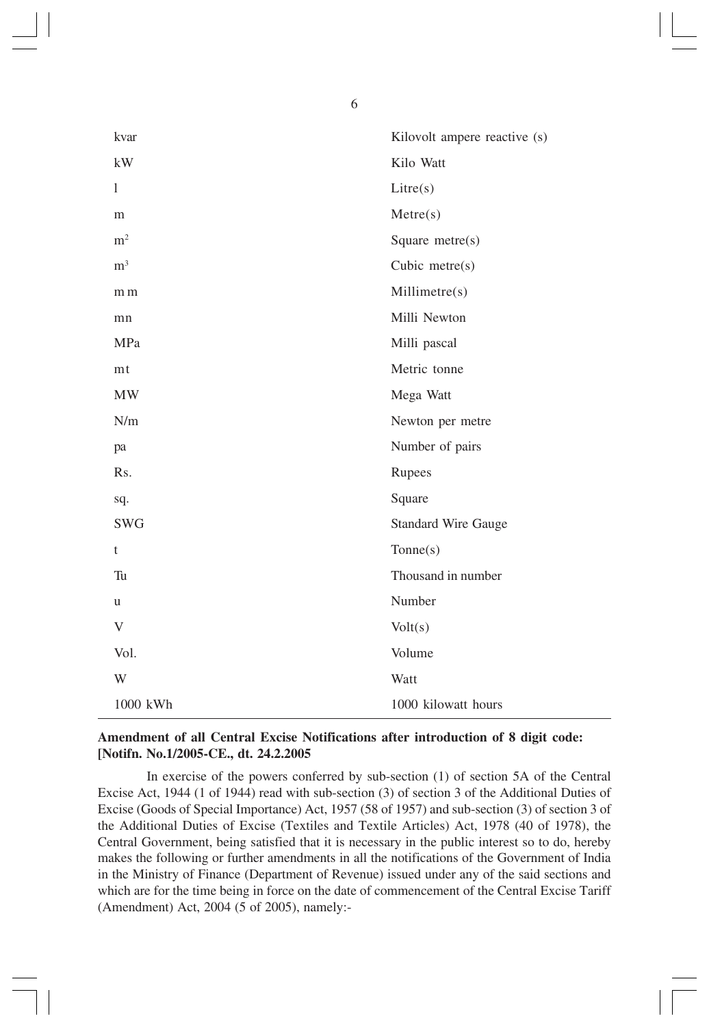| | |
|---|---|
| kvar | Kilovolt ampere reactive (s) |
| kW | Kilo Watt |
| l | Litre(s) |
| m | Metre(s) |
| $m^2$ | Square metre(s) |
| $m^3$ | Cubic metre(s) |
| m m | Millimetre(s) |
| mn | Milli Newton |
| MPa | Milli pascal |
| mt | Metric tonne |
| MW | Mega Watt |
| N/m | Newton per metre |
| pa | Number of pairs |
| Rs. | Rupees |
| sq. | Square |
| SWG | Standard Wire Gauge |
| t | Tonne(s) |
| Tu | Thousand in number |
| u | Number |
| V | Volt(s) |
| Vol. | Volume |
| W | Watt |
| 1000 kWh | 1000 kilowatt hours |

**Amendment of all Central Excise Notifications after introduction of 8 digit code: [Notifn. No.1/2005-CE., dt. 24.2.2005**

In exercise of the powers conferred by sub-section (1) of section 5A of the Central Excise Act, 1944 (1 of 1944) read with sub-section (3) of section 3 of the Additional Duties of Excise (Goods of Special Importance) Act, 1957 (58 of 1957) and sub-section (3) of section 3 of the Additional Duties of Excise (Textiles and Textile Articles) Act, 1978 (40 of 1978), the Central Government, being satisfied that it is necessary in the public interest so to do, hereby makes the following or further amendments in all the notifications of the Government of India in the Ministry of Finance (Department of Revenue) issued under any of the said sections and which are for the time being in force on the date of commencement of the Central Excise Tariff (Amendment) Act, 2004 (5 of 2005), namely:-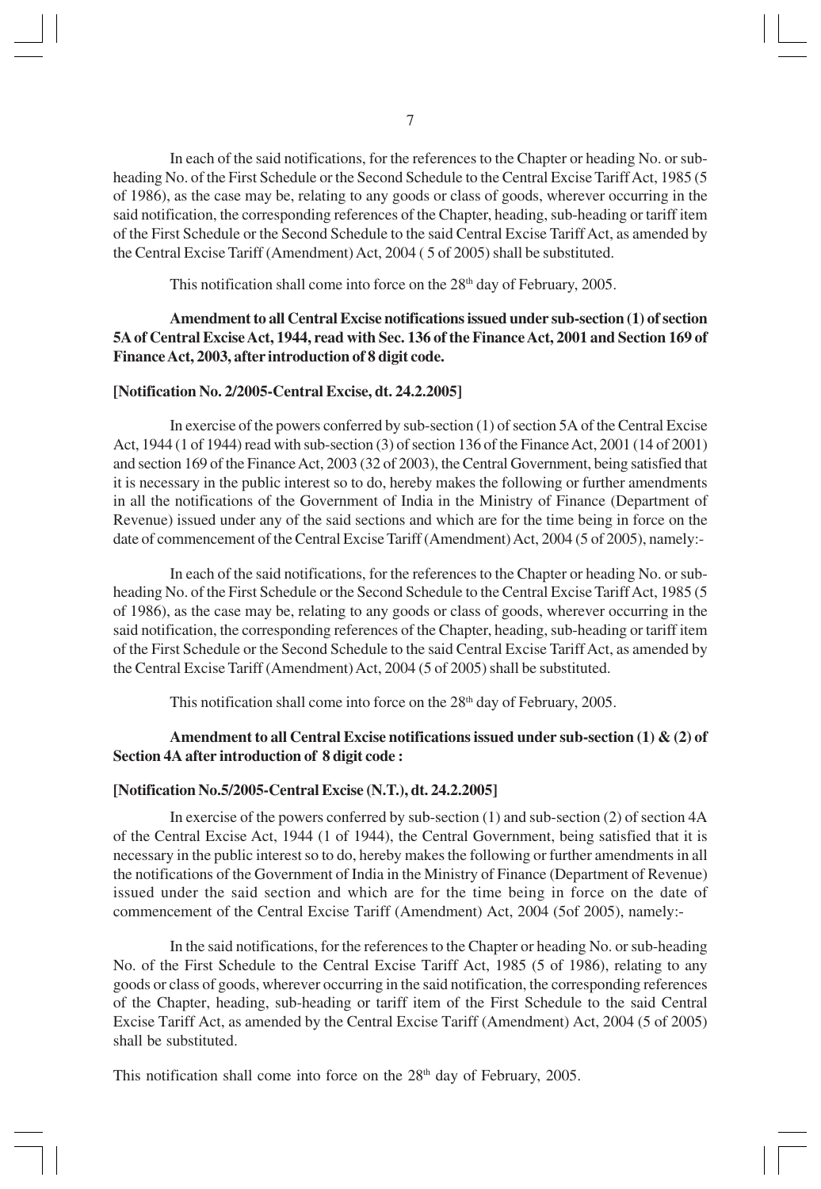In each of the said notifications, for the references to the Chapter or heading No. or sub-heading No. of the First Schedule or the Second Schedule to the Central Excise Tariff Act, 1985 (5 of 1986), as the case may be, relating to any goods or class of goods, wherever occurring in the said notification, the corresponding references of the Chapter, heading, sub-heading or tariff item of the First Schedule or the Second Schedule to the said Central Excise Tariff Act, as amended by the Central Excise Tariff (Amendment) Act, 2004 ( 5 of 2005) shall be substituted.

This notification shall come into force on the 28th day of February, 2005.

**Amendment to all Central Excise notifications issued under sub-section (1) of section 5A of Central Excise Act, 1944, read with Sec. 136 of the Finance Act, 2001 and Section 169 of Finance Act, 2003, after introduction of 8 digit code.**

**[Notification No. 2/2005-Central Excise, dt. 24.2.2005]**

In exercise of the powers conferred by sub-section (1) of section 5A of the Central Excise Act, 1944 (1 of 1944) read with sub-section (3) of section 136 of the Finance Act, 2001 (14 of 2001) and section 169 of the Finance Act, 2003 (32 of 2003), the Central Government, being satisfied that it is necessary in the public interest so to do, hereby makes the following or further amendments in all the notifications of the Government of India in the Ministry of Finance (Department of Revenue) issued under any of the said sections and which are for the time being in force on the date of commencement of the Central Excise Tariff (Amendment) Act, 2004 (5 of 2005), namely:-

In each of the said notifications, for the references to the Chapter or heading No. or sub-heading No. of the First Schedule or the Second Schedule to the Central Excise Tariff Act, 1985 (5 of 1986), as the case may be, relating to any goods or class of goods, wherever occurring in the said notification, the corresponding references of the Chapter, heading, sub-heading or tariff item of the First Schedule or the Second Schedule to the said Central Excise Tariff Act, as amended by the Central Excise Tariff (Amendment) Act, 2004 (5 of 2005) shall be substituted.

This notification shall come into force on the 28th day of February, 2005.

**Amendment to all Central Excise notifications issued under sub-section (1) & (2) of Section 4A after introduction of 8 digit code :**

**[Notification No.5/2005-Central Excise (N.T.), dt. 24.2.2005]**

In exercise of the powers conferred by sub-section (1) and sub-section (2) of section 4A of the Central Excise Act, 1944 (1 of 1944), the Central Government, being satisfied that it is necessary in the public interest so to do, hereby makes the following or further amendments in all the notifications of the Government of India in the Ministry of Finance (Department of Revenue) issued under the said section and which are for the time being in force on the date of commencement of the Central Excise Tariff (Amendment) Act, 2004 (5of 2005), namely:-

In the said notifications, for the references to the Chapter or heading No. or sub-heading No. of the First Schedule to the Central Excise Tariff Act, 1985 (5 of 1986), relating to any goods or class of goods, wherever occurring in the said notification, the corresponding references of the Chapter, heading, sub-heading or tariff item of the First Schedule to the said Central Excise Tariff Act, as amended by the Central Excise Tariff (Amendment) Act, 2004 (5 of 2005) shall be substituted.

This notification shall come into force on the 28th day of February, 2005.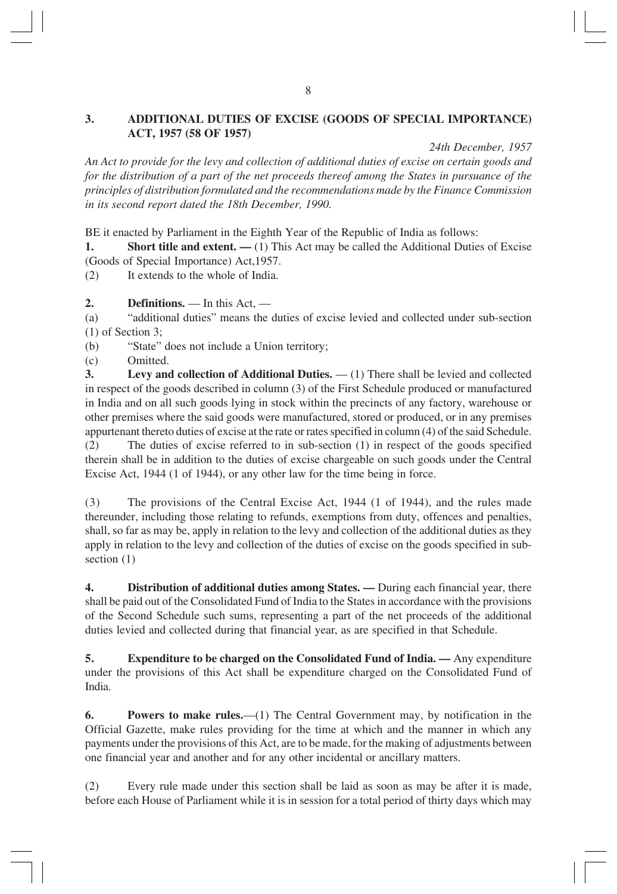## 3. ADDITIONAL DUTIES OF EXCISE (GOODS OF SPECIAL IMPORTANCE) ACT, 1957 (58 OF 1957)

*24th December, 1957*

*An Act to provide for the levy and collection of additional duties of excise on certain goods and for the distribution of a part of the net proceeds thereof among the States in pursuance of the principles of distribution formulated and the recommendations made by the Finance Commission in its second report dated the 18th December, 1990.*

BE it enacted by Parliament in the Eighth Year of the Republic of India as follows:

**1. Short title and extent. —** (1) This Act may be called the Additional Duties of Excise (Goods of Special Importance) Act,1957.

(2) It extends to the whole of India.

**2. Definitions.** — In this Act, —

(a) "additional duties" means the duties of excise levied and collected under sub-section (1) of Section 3;

(b) "State" does not include a Union territory;

(c) Omitted.

**3. Levy and collection of Additional Duties.** — (1) There shall be levied and collected in respect of the goods described in column (3) of the First Schedule produced or manufactured in India and on all such goods lying in stock within the precincts of any factory, warehouse or other premises where the said goods were manufactured, stored or produced, or in any premises appurtenant thereto duties of excise at the rate or rates specified in column (4) of the said Schedule.

(2) The duties of excise referred to in sub-section (1) in respect of the goods specified therein shall be in addition to the duties of excise chargeable on such goods under the Central Excise Act, 1944 (1 of 1944), or any other law for the time being in force.

(3) The provisions of the Central Excise Act, 1944 (1 of 1944), and the rules made thereunder, including those relating to refunds, exemptions from duty, offences and penalties, shall, so far as may be, apply in relation to the levy and collection of the additional duties as they apply in relation to the levy and collection of the duties of excise on the goods specified in sub-section (1)

**4. Distribution of additional duties among States. —** During each financial year, there shall be paid out of the Consolidated Fund of India to the States in accordance with the provisions of the Second Schedule such sums, representing a part of the net proceeds of the additional duties levied and collected during that financial year, as are specified in that Schedule.

**5. Expenditure to be charged on the Consolidated Fund of India. —** Any expenditure under the provisions of this Act shall be expenditure charged on the Consolidated Fund of India.

**6. Powers to make rules.**—(1) The Central Government may, by notification in the Official Gazette, make rules providing for the time at which and the manner in which any payments under the provisions of this Act, are to be made, for the making of adjustments between one financial year and another and for any other incidental or ancillary matters.

(2) Every rule made under this section shall be laid as soon as may be after it is made, before each House of Parliament while it is in session for a total period of thirty days which may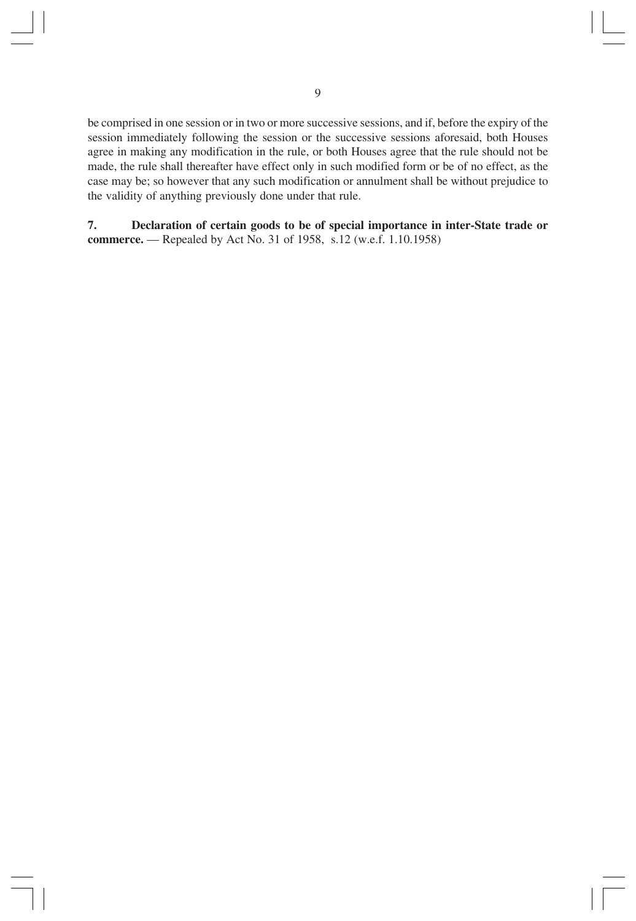be comprised in one session or in two or more successive sessions, and if, before the expiry of the session immediately following the session or the successive sessions aforesaid, both Houses agree in making any modification in the rule, or both Houses agree that the rule should not be made, the rule shall thereafter have effect only in such modified form or be of no effect, as the case may be; so however that any such modification or annulment shall be without prejudice to the validity of anything previously done under that rule.

**7. Declaration of certain goods to be of special importance in inter-State trade or commerce.** — Repealed by Act No. 31 of 1958, s.12 (w.e.f. 1.10.1958)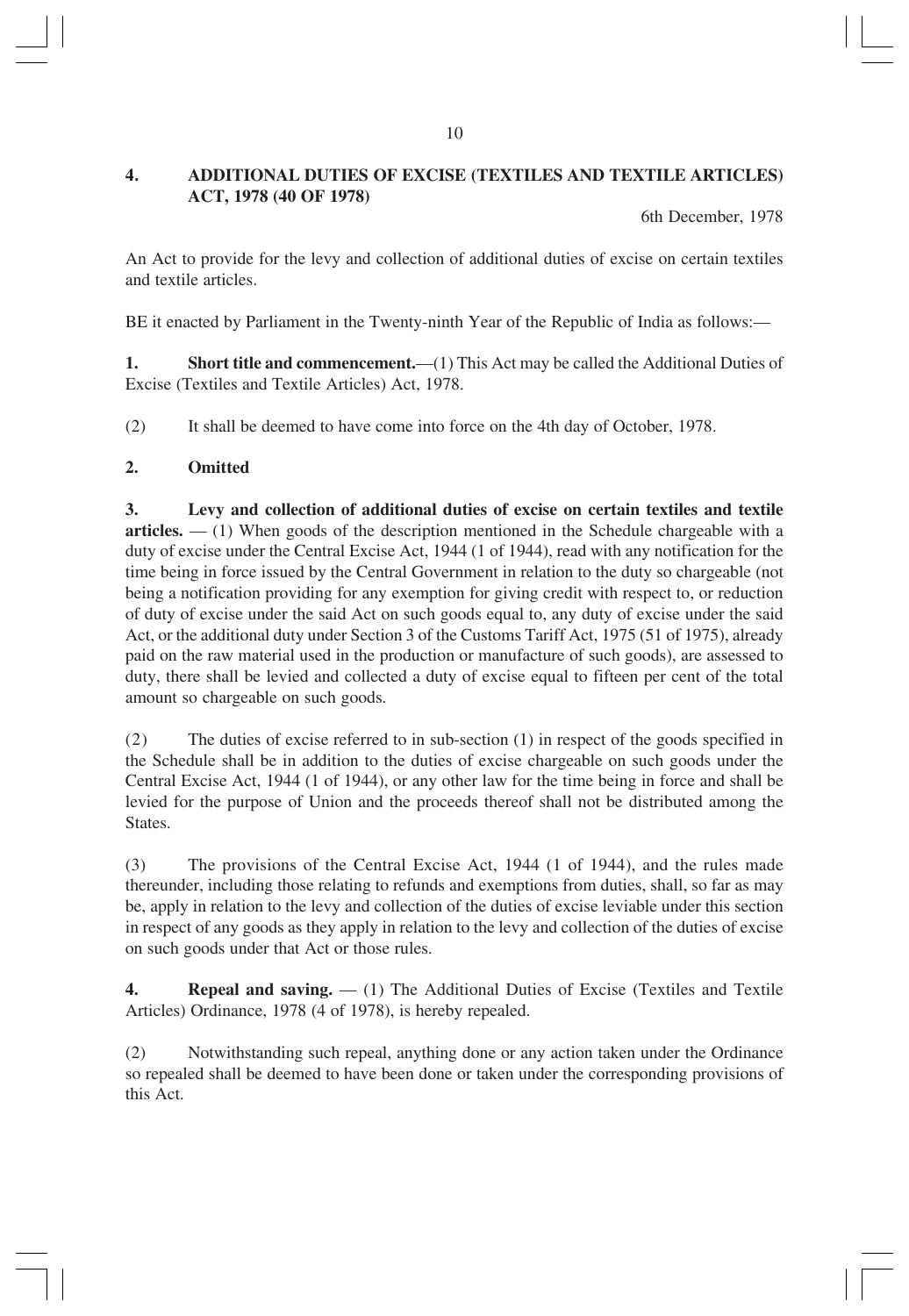## 4. ADDITIONAL DUTIES OF EXCISE (TEXTILES AND TEXTILE ARTICLES) ACT, 1978 (40 OF 1978)

6th December, 1978

An Act to provide for the levy and collection of additional duties of excise on certain textiles and textile articles.

BE it enacted by Parliament in the Twenty-ninth Year of the Republic of India as follows:—

**1. Short title and commencement.**—(1) This Act may be called the Additional Duties of Excise (Textiles and Textile Articles) Act, 1978.

(2) It shall be deemed to have come into force on the 4th day of October, 1978.

**2. Omitted**

**3. Levy and collection of additional duties of excise on certain textiles and textile articles.** — (1) When goods of the description mentioned in the Schedule chargeable with a duty of excise under the Central Excise Act, 1944 (1 of 1944), read with any notification for the time being in force issued by the Central Government in relation to the duty so chargeable (not being a notification providing for any exemption for giving credit with respect to, or reduction of duty of excise under the said Act on such goods equal to, any duty of excise under the said Act, or the additional duty under Section 3 of the Customs Tariff Act, 1975 (51 of 1975), already paid on the raw material used in the production or manufacture of such goods), are assessed to duty, there shall be levied and collected a duty of excise equal to fifteen per cent of the total amount so chargeable on such goods.

(2) The duties of excise referred to in sub-section (1) in respect of the goods specified in the Schedule shall be in addition to the duties of excise chargeable on such goods under the Central Excise Act, 1944 (1 of 1944), or any other law for the time being in force and shall be levied for the purpose of Union and the proceeds thereof shall not be distributed among the States.

(3) The provisions of the Central Excise Act, 1944 (1 of 1944), and the rules made thereunder, including those relating to refunds and exemptions from duties, shall, so far as may be, apply in relation to the levy and collection of the duties of excise leviable under this section in respect of any goods as they apply in relation to the levy and collection of the duties of excise on such goods under that Act or those rules.

**4. Repeal and saving.** — (1) The Additional Duties of Excise (Textiles and Textile Articles) Ordinance, 1978 (4 of 1978), is hereby repealed.

(2) Notwithstanding such repeal, anything done or any action taken under the Ordinance so repealed shall be deemed to have been done or taken under the corresponding provisions of this Act.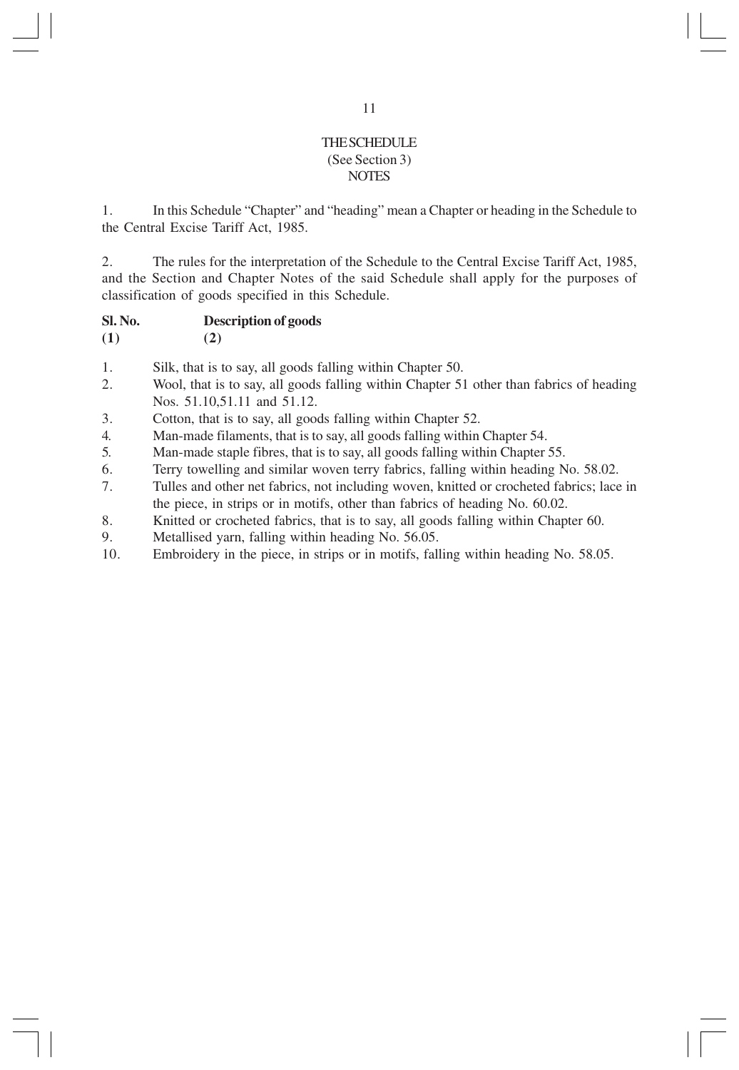# THE SCHEDULE

(See Section 3)

## NOTES

1. In this Schedule "Chapter" and "heading" mean a Chapter or heading in the Schedule to the Central Excise Tariff Act, 1985.

2. The rules for the interpretation of the Schedule to the Central Excise Tariff Act, 1985, and the Section and Chapter Notes of the said Schedule shall apply for the purposes of classification of goods specified in this Schedule.

| Sl. No. | Description of goods |
|---|---|
| (1) | (2) |
| 1. | Silk, that is to say, all goods falling within Chapter 50. |
| 2. | Wool, that is to say, all goods falling within Chapter 51 other than fabrics of heading Nos. 51.10,51.11 and 51.12. |
| 3. | Cotton, that is to say, all goods falling within Chapter 52. |
| 4. | Man-made filaments, that is to say, all goods falling within Chapter 54. |
| 5. | Man-made staple fibres, that is to say, all goods falling within Chapter 55. |
| 6. | Terry towelling and similar woven terry fabrics, falling within heading No. 58.02. |
| 7. | Tulles and other net fabrics, not including woven, knitted or crocheted fabrics; lace in the piece, in strips or in motifs, other than fabrics of heading No. 60.02. |
| 8. | Knitted or crocheted fabrics, that is to say, all goods falling within Chapter 60. |
| 9. | Metallised yarn, falling within heading No. 56.05. |
| 10. | Embroidery in the piece, in strips or in motifs, falling within heading No. 58.05. |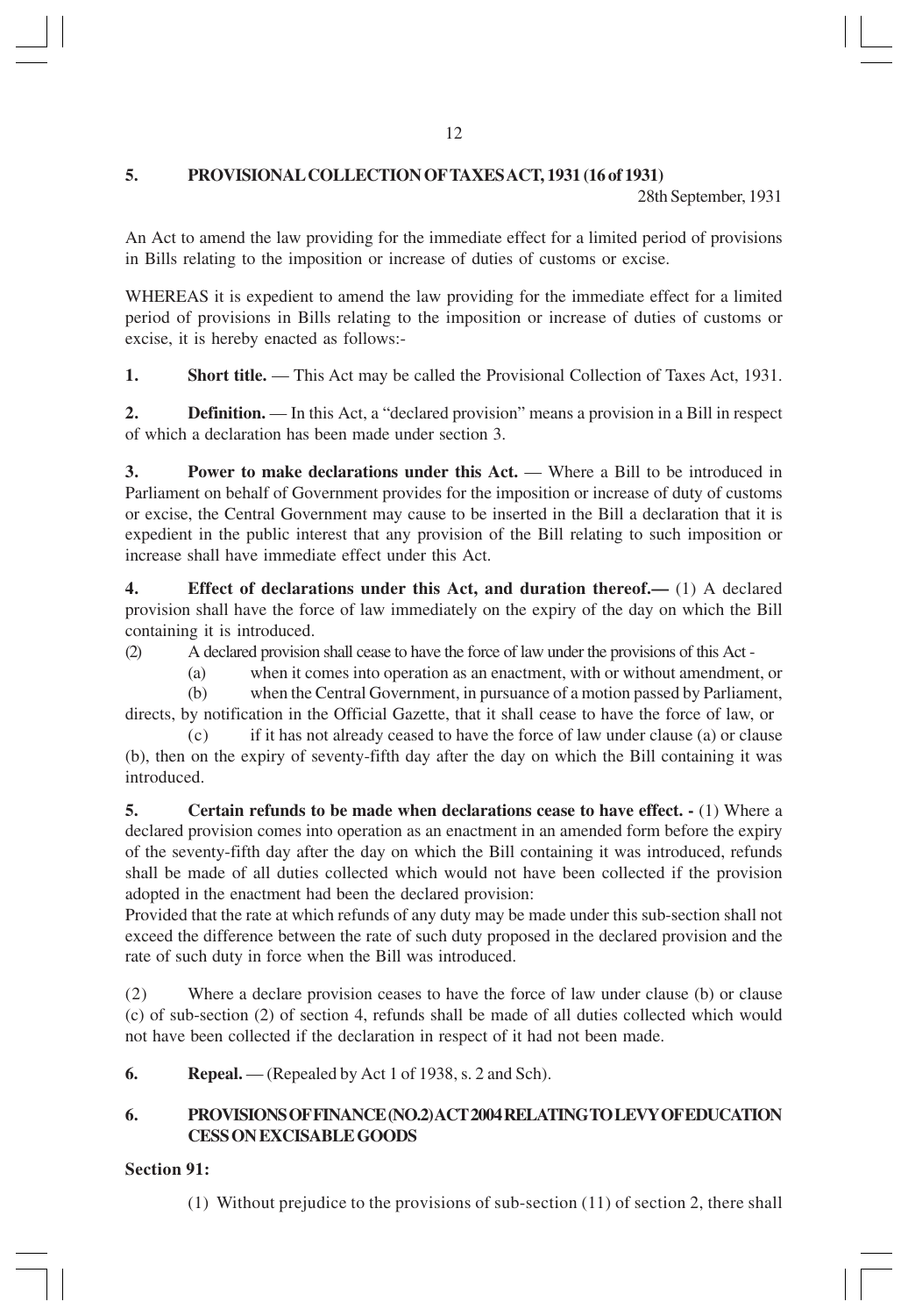## 5. PROVISIONAL COLLECTION OF TAXES ACT, 1931 (16 of 1931)

28th September, 1931

An Act to amend the law providing for the immediate effect for a limited period of provisions in Bills relating to the imposition or increase of duties of customs or excise.

WHEREAS it is expedient to amend the law providing for the immediate effect for a limited period of provisions in Bills relating to the imposition or increase of duties of customs or excise, it is hereby enacted as follows:-

**1. Short title.** — This Act may be called the Provisional Collection of Taxes Act, 1931.

**2. Definition.** — In this Act, a "declared provision" means a provision in a Bill in respect of which a declaration has been made under section 3.

**3. Power to make declarations under this Act.** — Where a Bill to be introduced in Parliament on behalf of Government provides for the imposition or increase of duty of customs or excise, the Central Government may cause to be inserted in the Bill a declaration that it is expedient in the public interest that any provision of the Bill relating to such imposition or increase shall have immediate effect under this Act.

**4. Effect of declarations under this Act, and duration thereof.—** (1) A declared provision shall have the force of law immediately on the expiry of the day on which the Bill containing it is introduced.

(2) A declared provision shall cease to have the force of law under the provisions of this Act -

(a) when it comes into operation as an enactment, with or without amendment, or

(b) when the Central Government, in pursuance of a motion passed by Parliament, directs, by notification in the Official Gazette, that it shall cease to have the force of law, or

(c) if it has not already ceased to have the force of law under clause (a) or clause (b), then on the expiry of seventy-fifth day after the day on which the Bill containing it was introduced.

**5. Certain refunds to be made when declarations cease to have effect. -** (1) Where a declared provision comes into operation as an enactment in an amended form before the expiry of the seventy-fifth day after the day on which the Bill containing it was introduced, refunds shall be made of all duties collected which would not have been collected if the provision adopted in the enactment had been the declared provision:

Provided that the rate at which refunds of any duty may be made under this sub-section shall not exceed the difference between the rate of such duty proposed in the declared provision and the rate of such duty in force when the Bill was introduced.

(2) Where a declare provision ceases to have the force of law under clause (b) or clause (c) of sub-section (2) of section 4, refunds shall be made of all duties collected which would not have been collected if the declaration in respect of it had not been made.

**6. Repeal.** — (Repealed by Act 1 of 1938, s. 2 and Sch).

## 6. PROVISIONS OF FINANCE (NO.2) ACT 2004 RELATING TO LEVY OF EDUCATION CESS ON EXCISABLE GOODS

**Section 91:**

(1) Without prejudice to the provisions of sub-section (11) of section 2, there shall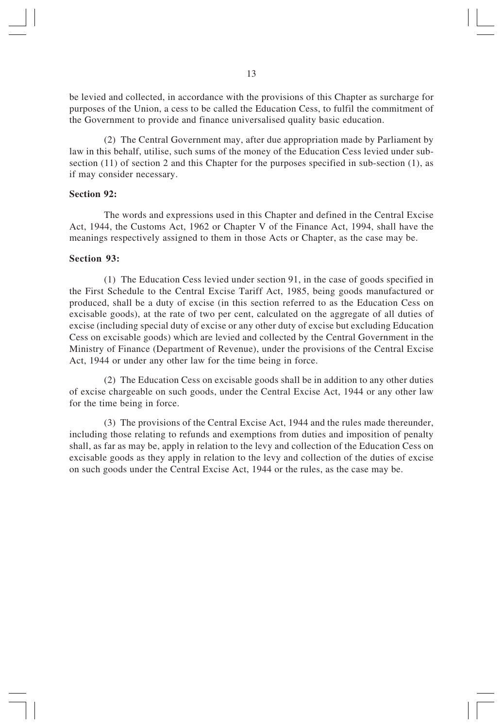be levied and collected, in accordance with the provisions of this Chapter as surcharge for purposes of the Union, a cess to be called the Education Cess, to fulfil the commitment of the Government to provide and finance universalised quality basic education.

(2) The Central Government may, after due appropriation made by Parliament by law in this behalf, utilise, such sums of the money of the Education Cess levied under sub-section (11) of section 2 and this Chapter for the purposes specified in sub-section (1), as if may consider necessary.

**Section 92:**

The words and expressions used in this Chapter and defined in the Central Excise Act, 1944, the Customs Act, 1962 or Chapter V of the Finance Act, 1994, shall have the meanings respectively assigned to them in those Acts or Chapter, as the case may be.

**Section 93:**

(1) The Education Cess levied under section 91, in the case of goods specified in the First Schedule to the Central Excise Tariff Act, 1985, being goods manufactured or produced, shall be a duty of excise (in this section referred to as the Education Cess on excisable goods), at the rate of two per cent, calculated on the aggregate of all duties of excise (including special duty of excise or any other duty of excise but excluding Education Cess on excisable goods) which are levied and collected by the Central Government in the Ministry of Finance (Department of Revenue), under the provisions of the Central Excise Act, 1944 or under any other law for the time being in force.

(2) The Education Cess on excisable goods shall be in addition to any other duties of excise chargeable on such goods, under the Central Excise Act, 1944 or any other law for the time being in force.

(3) The provisions of the Central Excise Act, 1944 and the rules made thereunder, including those relating to refunds and exemptions from duties and imposition of penalty shall, as far as may be, apply in relation to the levy and collection of the Education Cess on excisable goods as they apply in relation to the levy and collection of the duties of excise on such goods under the Central Excise Act, 1944 or the rules, as the case may be.